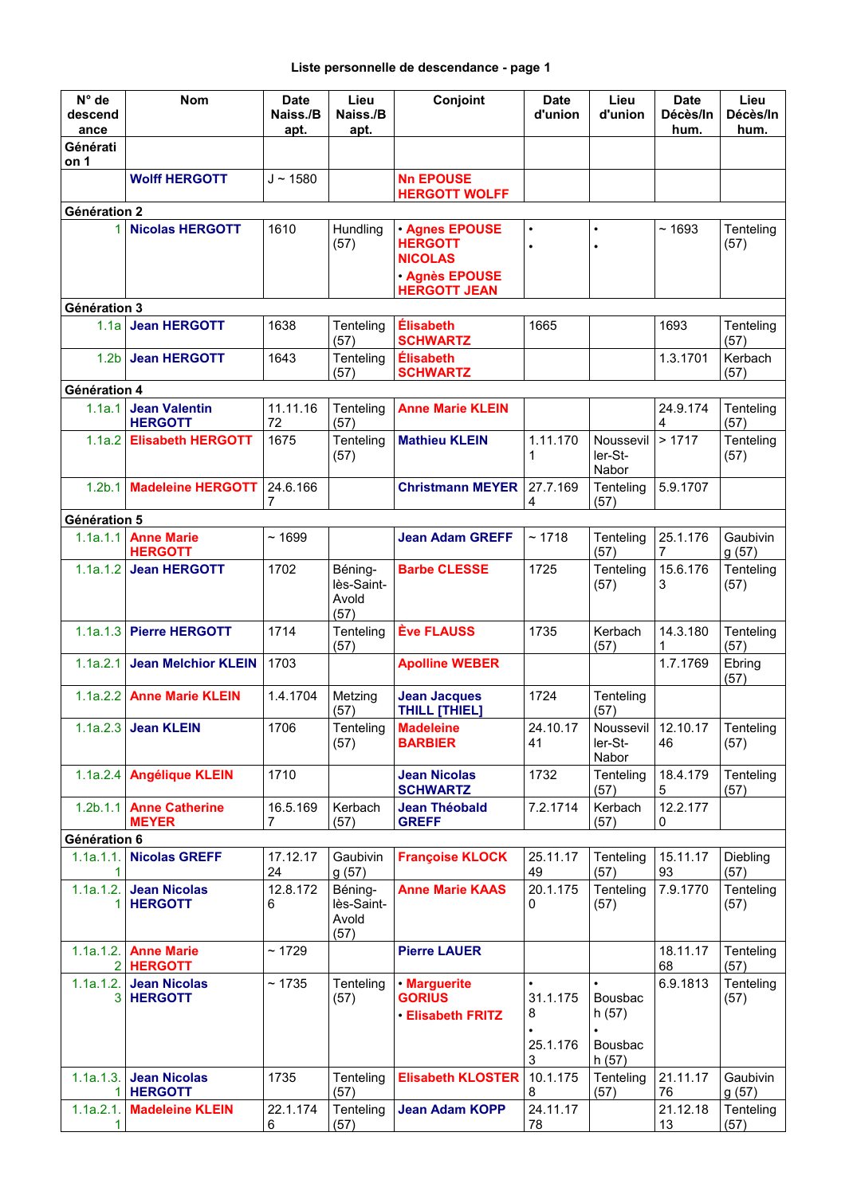### Liste personnelle de descendance - page 1

| N° de descendance | Nom | Date Naiss./Bapt. | Lieu Naiss./Bapt. | Conjoint | Date d'union | Lieu d'union | Date Décès/Inhum. | Lieu Décès/Inhum. |
|---|---|---|---|---|---|---|---|---|
| **Génération 1** | | | | | | | | |
| | **Wolff HERGOTT** | J ~ 1580 | | **Nn EPOUSE HERGOTT WOLFF** | | | | |
| **Génération 2** | | | | | | | | |
| 1 | **Nicolas HERGOTT** | 1610 | Hundling (57) | • **Agnes EPOUSE HERGOTT NICOLAS** • **Agnès EPOUSE HERGOTT JEAN** | • • | • • | ~ 1693 | Tenteling (57) |
| **Génération 3** | | | | | | | | |
| 1.1a | **Jean HERGOTT** | 1638 | Tenteling (57) | **Élisabeth SCHWARTZ** | 1665 | | 1693 | Tenteling (57) |
| 1.2b | **Jean HERGOTT** | 1643 | Tenteling (57) | **Élisabeth SCHWARTZ** | | | 1.3.1701 | Kerbach (57) |
| **Génération 4** | | | | | | | | |
| 1.1a.1 | **Jean Valentin HERGOTT** | 11.11.1672 | Tenteling (57) | **Anne Marie KLEIN** | | | 24.9.1744 | Tenteling (57) |
| 1.1a.2 | **Elisabeth HERGOTT** | 1675 | Tenteling (57) | **Mathieu KLEIN** | 1.11.1701 | Nousseviller-St-Nabor | > 1717 | Tenteling (57) |
| 1.2b.1 | **Madeleine HERGOTT** | 24.6.1667 | | **Christmann MEYER** | 27.7.1694 | Tenteling (57) | 5.9.1707 | |
| **Génération 5** | | | | | | | | |
| 1.1a.1.1 | **Anne Marie HERGOTT** | ~ 1699 | | **Jean Adam GREFF** | ~ 1718 | Tenteling (57) | 25.1.1767 | Gaubiving (57) |
| 1.1a.1.2 | **Jean HERGOTT** | 1702 | Béning-lès-Saint-Avold (57) | **Barbe CLESSE** | 1725 | Tenteling (57) | 15.6.1763 | Tenteling (57) |
| 1.1a.1.3 | **Pierre HERGOTT** | 1714 | Tenteling (57) | **Ève FLAUSS** | 1735 | Kerbach (57) | 14.3.1801 | Tenteling (57) |
| 1.1a.2.1 | **Jean Melchior KLEIN** | 1703 | | **Apolline WEBER** | | | 1.7.1769 | Ebring (57) |
| 1.1a.2.2 | **Anne Marie KLEIN** | 1.4.1704 | Metzing (57) | **Jean Jacques THILL [THIEL]** | 1724 | Tenteling (57) | | |
| 1.1a.2.3 | **Jean KLEIN** | 1706 | Tenteling (57) | **Madeleine BARBIER** | 24.10.1741 | Nousseviller-St-Nabor | 12.10.1746 | Tenteling (57) |
| 1.1a.2.4 | **Angélique KLEIN** | 1710 | | **Jean Nicolas SCHWARTZ** | 1732 | Tenteling (57) | 18.4.1795 | Tenteling (57) |
| 1.2b.1.1 | **Anne Catherine MEYER** | 16.5.1697 | Kerbach (57) | **Jean Théobald GREFF** | 7.2.1714 | Kerbach (57) | 12.2.1770 | |
| **Génération 6** | | | | | | | | |
| 1.1a.1.1.1 | **Nicolas GREFF** | 17.12.1724 | Gaubiving (57) | **Françoise KLOCK** | 25.11.1749 | Tenteling (57) | 15.11.1793 | Diebling (57) |
| 1.1a.1.2.1 | **Jean Nicolas HERGOTT** | 12.8.1726 | Béning-lès-Saint-Avold (57) | **Anne Marie KAAS** | 20.1.1750 | Tenteling (57) | 7.9.1770 | Tenteling (57) |
| 1.1a.1.2.2 | **Anne Marie HERGOTT** | ~ 1729 | | **Pierre LAUER** | | | 18.11.1768 | Tenteling (57) |
| 1.1a.1.2.3 | **Jean Nicolas HERGOTT** | ~ 1735 | Tenteling (57) | • **Marguerite GORIUS** • **Elisabeth FRITZ** | • 31.1.1758 • 25.1.1763 | • Bousbach (57) • Bousbach (57) | 6.9.1813 | Tenteling (57) |
| 1.1a.1.3.1 | **Jean Nicolas HERGOTT** | 1735 | Tenteling (57) | **Elisabeth KLOSTER** | 10.1.1758 | Tenteling (57) | 21.11.1776 | Gaubiving (57) |
| 1.1a.2.1.1 | **Madeleine KLEIN** | 22.1.1746 | Tenteling (57) | **Jean Adam KOPP** | 24.11.1778 | | 21.12.1813 | Tenteling (57) |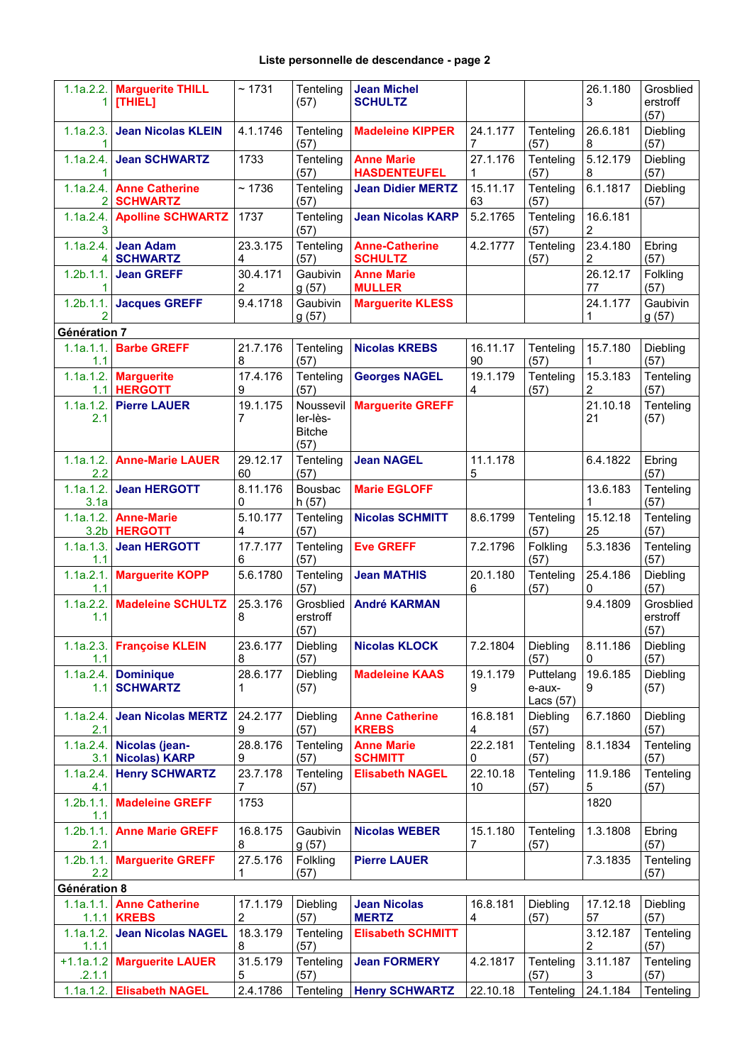**Liste personnelle de descendance - page 2**

| | | | | | | | | |
|---|---|---|---|---|---|---|---|---|
| 1.1a.2.2.1 | **Marguerite THILL [THIEL]** | ~ 1731 | Tenteling (57) | **Jean Michel SCHULTZ** | | | 26.1.1803 | Grosbliederstroff (57) |
| 1.1a.2.3.1 | **Jean Nicolas KLEIN** | 4.1.1746 | Tenteling (57) | **Madeleine KIPPER** | 24.1.1777 | Tenteling (57) | 26.6.1818 | Diebling (57) |
| 1.1a.2.4.1 | **Jean SCHWARTZ** | 1733 | Tenteling (57) | **Anne Marie HASDENTEUFEL** | 27.1.1761 | Tenteling (57) | 5.12.1798 | Diebling (57) |
| 1.1a.2.4.2 | **Anne Catherine SCHWARTZ** | ~ 1736 | Tenteling (57) | **Jean Didier MERTZ** | 15.11.1763 | Tenteling (57) | 6.1.1817 | Diebling (57) |
| 1.1a.2.4.3 | **Apolline SCHWARTZ** | 1737 | Tenteling (57) | **Jean Nicolas KARP** | 5.2.1765 | Tenteling (57) | 16.6.1812 | |
| 1.1a.2.4.4 | **Jean Adam SCHWARTZ** | 23.3.1754 | Tenteling (57) | **Anne-Catherine SCHULTZ** | 4.2.1777 | Tenteling (57) | 23.4.1802 | Ebring (57) |
| 1.2b.1.1.1 | **Jean GREFF** | 30.4.1712 | Gaubiving (57) | **Anne Marie MULLER** | | | 26.12.1777 | Folkling (57) |
| 1.2b.1.1.2 | **Jacques GREFF** | 9.4.1718 | Gaubiving (57) | **Marguerite KLESS** | | | 24.1.1771 | Gaubiving (57) |
| **Génération 7** | | | | | | | | |
| 1.1a.1.1.1 | **Barbe GREFF** | 21.7.1768 | Tenteling (57) | **Nicolas KREBS** | 16.11.1790 | Tenteling (57) | 15.7.1801 | Diebling (57) |
| 1.1a.1.2.1.1 | **Marguerite HERGOTT** | 17.4.1769 | Tenteling (57) | **Georges NAGEL** | 19.1.1794 | Tenteling (57) | 15.3.1832 | Tenteling (57) |
| 1.1a.1.2.2.1 | **Pierre LAUER** | 19.1.1757 | Nousseviller-lès-Bitche (57) | **Marguerite GREFF** | | | 21.10.1821 | Tenteling (57) |
| 1.1a.1.2.2.2 | **Anne-Marie LAUER** | 29.12.1760 | Tenteling (57) | **Jean NAGEL** | 11.1.1785 | | 6.4.1822 | Ebring (57) |
| 1.1a.1.2.3.1a | **Jean HERGOTT** | 8.11.1760 | Bousbach (57) | **Marie EGLOFF** | | | 13.6.1831 | Tenteling (57) |
| 1.1a.1.2.3.2b | **Anne-Marie HERGOTT** | 5.10.1774 | Tenteling (57) | **Nicolas SCHMITT** | 8.6.1799 | Tenteling (57) | 15.12.1825 | Tenteling (57) |
| 1.1a.1.3.1.1 | **Jean HERGOTT** | 17.7.1776 | Tenteling (57) | **Eve GREFF** | 7.2.1796 | Folkling (57) | 5.3.1836 | Tenteling (57) |
| 1.1a.2.1.1.1 | **Marguerite KOPP** | 5.6.1780 | Tenteling (57) | **Jean MATHIS** | 20.1.1806 | Tenteling (57) | 25.4.1860 | Diebling (57) |
| 1.1a.2.2.1.1 | **Madeleine SCHULTZ** | 25.3.1768 | Grosbliederstroff (57) | **André KARMAN** | | | 9.4.1809 | Grosbliederstroff (57) |
| 1.1a.2.3.1.1 | **Françoise KLEIN** | 23.6.1778 | Diebling (57) | **Nicolas KLOCK** | 7.2.1804 | Diebling (57) | 8.11.1860 | Diebling (57) |
| 1.1a.2.4.1.1 | **Dominique SCHWARTZ** | 28.6.1771 | Diebling (57) | **Madeleine KAAS** | 19.1.1799 | Puttelange-aux-Lacs (57) | 19.6.1859 | Diebling (57) |
| 1.1a.2.4.2.1 | **Jean Nicolas MERTZ** | 24.2.1779 | Diebling (57) | **Anne Catherine KREBS** | 16.8.1814 | Diebling (57) | 6.7.1860 | Diebling (57) |
| 1.1a.2.4.3.1 | **Nicolas (jean-Nicolas) KARP** | 28.8.1769 | Tenteling (57) | **Anne Marie SCHMITT** | 22.2.1810 | Tenteling (57) | 8.1.1834 | Tenteling (57) |
| 1.1a.2.4.4.1 | **Henry SCHWARTZ** | 23.7.1787 | Tenteling (57) | **Elisabeth NAGEL** | 22.10.1810 | Tenteling (57) | 11.9.1865 | Tenteling (57) |
| 1.2b.1.1.1.1 | **Madeleine GREFF** | 1753 | | | | | 1820 | |
| 1.2b.1.1.2.1 | **Anne Marie GREFF** | 16.8.1758 | Gaubiving (57) | **Nicolas WEBER** | 15.1.1807 | Tenteling (57) | 1.3.1808 | Ebring (57) |
| 1.2b.1.1.2.2 | **Marguerite GREFF** | 27.5.1761 | Folkling (57) | **Pierre LAUER** | | | 7.3.1835 | Tenteling (57) |
| **Génération 8** | | | | | | | | |
| 1.1a.1.1.1.1 | **Anne Catherine KREBS** | 17.1.1792 | Diebling (57) | **Jean Nicolas MERTZ** | 16.8.1814 | Diebling (57) | 17.12.1857 | Diebling (57) |
| 1.1a.1.2.1.1.1 | **Jean Nicolas NAGEL** | 18.3.1798 | Tenteling (57) | **Elisabeth SCHMITT** | | | 3.12.1872 | Tenteling (57) |
| +1.1a.1.2.2.1.1 | **Marguerite LAUER** | 31.5.1795 | Tenteling (57) | **Jean FORMERY** | 4.2.1817 | Tenteling (57) | 3.11.1873 | Tenteling (57) |
| 1.1a.1.2. | **Elisabeth NAGEL** | 2.4.1786 | Tenteling | **Henry SCHWARTZ** | 22.10.18 | Tenteling | 24.1.184 | Tenteling |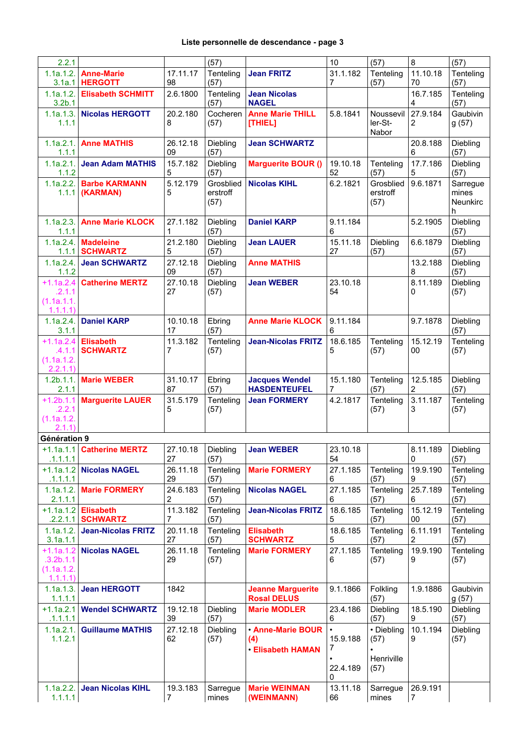**Liste personnelle de descendance - page 3**

| | | | | | | | | |
|---|---|---|---|---|---|---|---|---|
| 2.2.1 | | | (57) | | 10 | (57) | 8 | (57) |
| 1.1a.1.2.3.1a.1 | **Anne-Marie HERGOTT** | 17.11.1798 | Tenteling (57) | **Jean FRITZ** | 31.1.1827 | Tenteling (57) | 11.10.1870 | Tenteling (57) |
| 1.1a.1.2.3.2b.1 | **Elisabeth SCHMITT** | 2.6.1800 | Tenteling (57) | **Jean Nicolas NAGEL** | | | 16.7.1854 | Tenteling (57) |
| 1.1a.1.3.1.1.1 | **Nicolas HERGOTT** | 20.2.1808 | Cocheren (57) | **Anne Marie THILL [THIEL]** | 5.8.1841 | Noussevil ler-St-Nabor | 27.9.1842 | Gaubiving (57) |
| 1.1a.2.1.1.1.1 | **Anne MATHIS** | 26.12.1809 | Diebling (57) | **Jean SCHWARTZ** | | | 20.8.1886 | Diebling (57) |
| 1.1a.2.1.1.1.2 | **Jean Adam MATHIS** | 15.7.1825 | Diebling (57) | **Marguerite BOUR ()** | 19.10.1852 | Tenteling (57) | 17.7.1865 | Diebling (57) |
| 1.1a.2.2.1.1.1 | **Barbe KARMANN (KARMAN)** | 5.12.1795 | Grosbliederstroff (57) | **Nicolas KIHL** | 6.2.1821 | Grosbliederstroff (57) | 9.6.1871 | Sarreguemines Neunkirch |
| 1.1a.2.3.1.1.1 | **Anne Marie KLOCK** | 27.1.1821 | Diebling (57) | **Daniel KARP** | 9.11.1846 | | 5.2.1905 | Diebling (57) |
| 1.1a.2.4.1.1.1 | **Madeleine SCHWARTZ** | 21.2.1805 | Diebling (57) | **Jean LAUER** | 15.11.1827 | Diebling (57) | 6.6.1879 | Diebling (57) |
| 1.1a.2.4.1.1.2 | **Jean SCHWARTZ** | 27.12.1809 | Diebling (57) | **Anne MATHIS** | | | 13.2.1888 | Diebling (57) |
| +1.1a.2.4.2.1.1 (1.1a.1.1.1.1.1) | **Catherine MERTZ** | 27.10.1827 | Diebling (57) | **Jean WEBER** | 23.10.1854 | | 8.11.1890 | Diebling (57) |
| 1.1a.2.4.3.1.1 | **Daniel KARP** | 10.10.1817 | Ebring (57) | **Anne Marie KLOCK** | 9.11.1846 | | 9.7.1878 | Diebling (57) |
| +1.1a.2.4.4.1.1 (1.1a.1.2.2.2.1.1) | **Elisabeth SCHWARTZ** | 11.3.1827 | Tenteling (57) | **Jean-Nicolas FRITZ** | 18.6.1855 | Tenteling (57) | 15.12.1900 | Tenteling (57) |
| 1.2b.1.1.2.1.1 | **Marie WEBER** | 31.10.1787 | Ebring (57) | **Jacques Wendel HASDENTEUFEL** | 15.1.1807 | Tenteling (57) | 12.5.1852 | Diebling (57) |
| +1.2b.1.1.2.2.1 (1.1a.1.2.2.1.1) | **Marguerite LAUER** | 31.5.1795 | Tenteling (57) | **Jean FORMERY** | 4.2.1817 | Tenteling (57) | 3.11.1873 | Tenteling (57) |
| **Génération 9** | | | | | | | | |
| +1.1a.1.1.1.1.1 | **Catherine MERTZ** | 27.10.1827 | Diebling (57) | **Jean WEBER** | 23.10.1854 | | 8.11.1890 | Diebling (57) |
| +1.1a.1.2.1.1.1.1 | **Nicolas NAGEL** | 26.11.1829 | Tenteling (57) | **Marie FORMERY** | 27.1.1856 | Tenteling (57) | 19.9.1909 | Tenteling (57) |
| 1.1a.1.2.2.1.1.1 | **Marie FORMERY** | 24.6.1832 | Tenteling (57) | **Nicolas NAGEL** | 27.1.1856 | Tenteling (57) | 25.7.1896 | Tenteling (57) |
| +1.1a.1.2.2.2.1.1 | **Elisabeth SCHWARTZ** | 11.3.1827 | Tenteling (57) | **Jean-Nicolas FRITZ** | 18.6.1855 | Tenteling (57) | 15.12.1900 | Tenteling (57) |
| 1.1a.1.2.3.1a.1.1 | **Jean-Nicolas FRITZ** | 20.11.1827 | Tenteling (57) | **Elisabeth SCHWARTZ** | 18.6.1855 | Tenteling (57) | 6.11.1912 | Tenteling (57) |
| +1.1a.1.2.3.2b.1.1 (1.1a.1.2.1.1.1.1) | **Nicolas NAGEL** | 26.11.1829 | Tenteling (57) | **Marie FORMERY** | 27.1.1856 | Tenteling (57) | 19.9.1909 | Tenteling (57) |
| 1.1a.1.3.1.1.1.1 | **Jean HERGOTT** | 1842 | | **Jeanne Marguerite Rosal DELUS** | 9.1.1866 | Folkling (57) | 1.9.1886 | Gaubiving (57) |
| +1.1a.2.1.1.1.1.1 | **Wendel SCHWARTZ** | 19.12.1839 | Diebling (57) | **Marie MODLER** | 23.4.1866 | Diebling (57) | 18.5.1909 | Diebling (57) |
| 1.1a.2.1.1.1.2.1 | **Guillaume MATHIS** | 27.12.1862 | Diebling (57) | • **Anne-Marie BOUR (4)** • **Elisabeth HAMAN** | • 15.9.1887 • 22.4.1890 | • Diebling (57) • Henriville (57) | 10.1.1949 | Diebling (57) |
| 1.1a.2.2.1.1.1.1 | **Jean Nicolas KIHL** | 19.3.1837 | Sarreguemines | **Marie WEINMAN (WEINMANN)** | 13.11.1866 | Sarreguemines | 26.9.1917 | |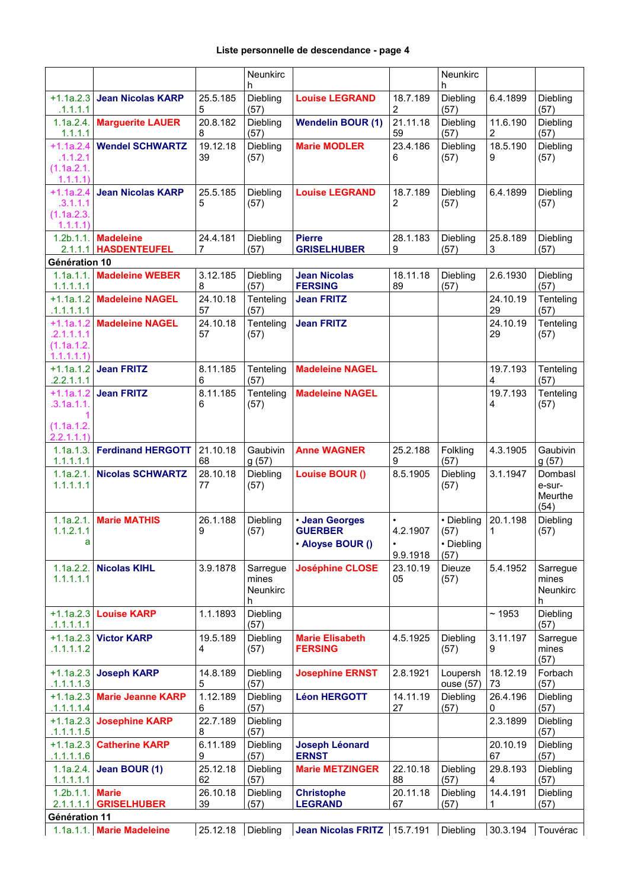## Liste personnelle de descendance - page 4

| | | | | | | | | |
|---|---|---|---|---|---|---|---|---|
| | | | Neunkirch | | | Neunkirch | | |
| +1.1a.2.3.1.1.1.1 | **Jean Nicolas KARP** | 25.5.1855 | Diebling (57) | **Louise LEGRAND** | 18.7.1892 | Diebling (57) | 6.4.1899 | Diebling (57) |
| 1.1a.2.4.1.1.1.1 | **Marguerite LAUER** | 20.8.1828 | Diebling (57) | **Wendelin BOUR (1)** | 21.11.1859 | Diebling (57) | 11.6.1902 | Diebling (57) |
| +1.1a.2.4.1.1.2.1 (1.1a.2.1.1.1.1) | **Wendel SCHWARTZ** | 19.12.1839 | Diebling (57) | **Marie MODLER** | 23.4.1866 | Diebling (57) | 18.5.1909 | Diebling (57) |
| +1.1a.2.4.3.1.1.1 (1.1a.2.3.1.1.1) | **Jean Nicolas KARP** | 25.5.1855 | Diebling (57) | **Louise LEGRAND** | 18.7.1892 | Diebling (57) | 6.4.1899 | Diebling (57) |
| 1.2b.1.1.2.1.1.1 | **Madeleine HASDENTEUFEL** | 24.4.1817 | Diebling (57) | **Pierre GRISELHUBER** | 28.1.1839 | Diebling (57) | 25.8.1893 | Diebling (57) |
| **Génération 10** | | | | | | | | |
| 1.1a.1.1.1.1.1.1 | **Madeleine WEBER** | 3.12.1858 | Diebling (57) | **Jean Nicolas FERSING** | 18.11.1889 | Diebling (57) | 2.6.1930 | Diebling (57) |
| +1.1a.1.2.1.1.1.1 | **Madeleine NAGEL** | 24.10.1857 | Tenteling (57) | **Jean FRITZ** | | | 24.10.1929 | Tenteling (57) |
| +1.1a.1.2.2.1.1.1.1 (1.1a.1.2.1.1.1.1) | **Madeleine NAGEL** | 24.10.1857 | Tenteling (57) | **Jean FRITZ** | | | 24.10.1929 | Tenteling (57) |
| +1.1a.1.2.2.2.1.1.1 | **Jean FRITZ** | 8.11.1856 | Tenteling (57) | **Madeleine NAGEL** | | | 19.7.1934 | Tenteling (57) |
| +1.1a.1.2.3.1a.1.1.1 (1.1a.1.2.2.2.1.1.1) | **Jean FRITZ** | 8.11.1856 | Tenteling (57) | **Madeleine NAGEL** | | | 19.7.1934 | Tenteling (57) |
| 1.1a.1.3.1.1.1.1.1 | **Ferdinand HERGOTT** | 21.10.1868 | Gaubiving (57) | **Anne WAGNER** | 25.2.1889 | Folkling (57) | 4.3.1905 | Gaubiving (57) |
| 1.1a.2.1.1.1.1.1 | **Nicolas SCHWARTZ** | 28.10.1877 | Diebling (57) | **Louise BOUR ()** | 8.5.1905 | Diebling (57) | 3.1.1947 | Dombasle-sur-Meurthe (54) |
| 1.1a.2.1.1.1.2.1a | **Marie MATHIS** | 26.1.1889 | Diebling (57) | • **Jean Georges GUERBER** • **Aloyse BOUR ()** | • 4.2.1907 • 9.9.1918 | • Diebling (57) • Diebling (57) | 20.1.1981 | Diebling (57) |
| 1.1a.2.2.1.1.1.1 | **Nicolas KIHL** | 3.9.1878 | Sarreguemines Neunkirch | **Joséphine CLOSE** | 23.10.1905 | Dieuze (57) | 5.4.1952 | Sarreguemines Neunkirch |
| +1.1a.2.3.1.1.1.1 | **Louise KARP** | 1.1.1893 | Diebling (57) | | | | ~ 1953 | Diebling (57) |
| +1.1a.2.3.1.1.1.2 | **Victor KARP** | 19.5.1894 | Diebling (57) | **Marie Elisabeth FERSING** | 4.5.1925 | Diebling (57) | 3.11.1979 | Sarreguemines (57) |
| +1.1a.2.3.1.1.1.3 | **Joseph KARP** | 14.8.1895 | Diebling (57) | **Josephine ERNST** | 2.8.1921 | Loupershouse (57) | 18.12.1973 | Forbach (57) |
| +1.1a.2.3.1.1.1.4 | **Marie Jeanne KARP** | 1.12.1896 | Diebling (57) | **Léon HERGOTT** | 14.11.1927 | Diebling (57) | 26.4.1960 | Diebling (57) |
| +1.1a.2.3.1.1.1.5 | **Josephine KARP** | 22.7.1898 | Diebling (57) | | | | 2.3.1899 | Diebling (57) |
| +1.1a.2.3.1.1.1.6 | **Catherine KARP** | 6.11.1899 | Diebling (57) | **Joseph Léonard ERNST** | | | 20.10.1967 | Diebling (57) |
| 1.1a.2.4.1.1.1.1.1 | **Jean BOUR (1)** | 25.12.1862 | Diebling (57) | **Marie METZINGER** | 22.10.1888 | Diebling (57) | 29.8.1934 | Diebling (57) |
| 1.2b.1.1.2.1.1.1.1 | **Marie GRISELHUBER** | 26.10.1839 | Diebling (57) | **Christophe LEGRAND** | 20.11.1867 | Diebling (57) | 14.4.1911 | Diebling (57) |
| **Génération 11** | | | | | | | | |
| 1.1a.1.1. | **Marie Madeleine** | 25.12.18 | Diebling | **Jean Nicolas FRITZ** | 15.7.191 | Diebling | 30.3.194 | Touvérac |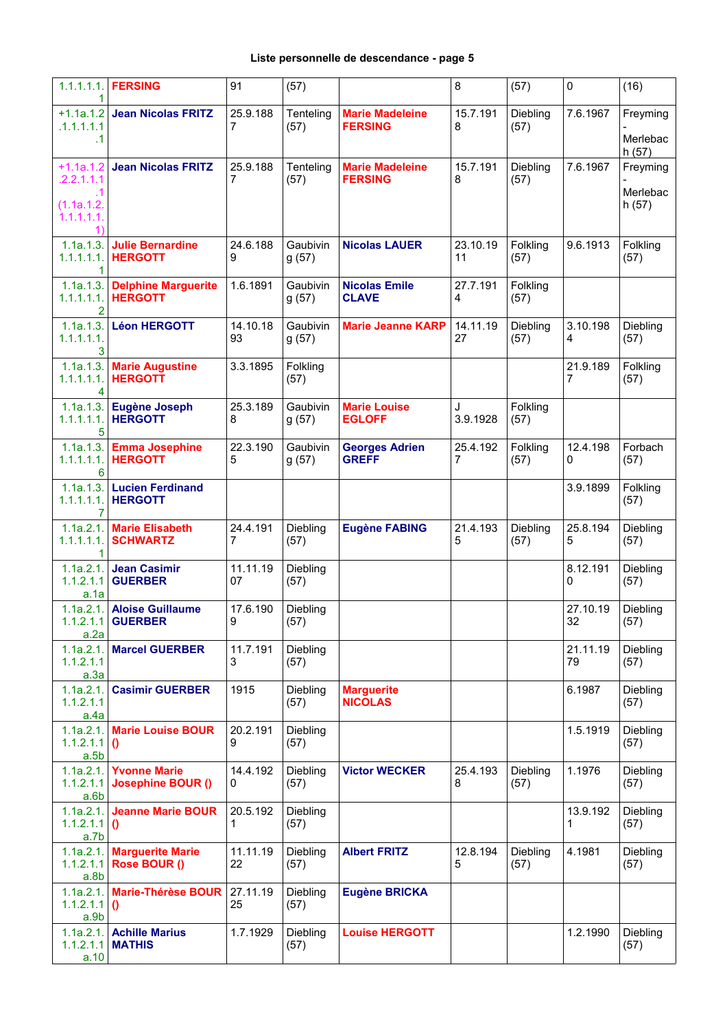### Liste personnelle de descendance - page 5

| | | | | | | | | |
|---|---|---|---|---|---|---|---|---|
| 1.1.1.1.1 | FERSING | 91 | (57) | | 8 | (57) | 0 | (16) |
| +1.1a.1.2.1.1.1.1.1 | Jean Nicolas FRITZ | 25.9.1887 | Tenteling (57) | Marie Madeleine FERSING | 15.7.1918 | Diebling (57) | 7.6.1967 | Freyming - Merlebach (57) |
| +1.1a.1.2.2.1.1.1.1 (1.1a.1.2.1.1.1.1.1) | Jean Nicolas FRITZ | 25.9.1887 | Tenteling (57) | Marie Madeleine FERSING | 15.7.1918 | Diebling (57) | 7.6.1967 | Freyming - Merlebach (57) |
| 1.1a.1.3.1.1.1.1.1 | Julie Bernardine HERGOTT | 24.6.1889 | Gaubiving (57) | Nicolas LAUER | 23.10.1911 | Folkling (57) | 9.6.1913 | Folkling (57) |
| 1.1a.1.3.1.1.1.1.2 | Delphine Marguerite HERGOTT | 1.6.1891 | Gaubiving (57) | Nicolas Emile CLAVE | 27.7.1914 | Folkling (57) | | |
| 1.1a.1.3.1.1.1.1.3 | Léon HERGOTT | 14.10.1893 | Gaubiving (57) | Marie Jeanne KARP | 14.11.1927 | Diebling (57) | 3.10.1984 | Diebling (57) |
| 1.1a.1.3.1.1.1.1.4 | Marie Augustine HERGOTT | 3.3.1895 | Folkling (57) | | | | 21.9.1897 | Folkling (57) |
| 1.1a.1.3.1.1.1.1.5 | Eugène Joseph HERGOTT | 25.3.1898 | Gaubiving (57) | Marie Louise EGLOFF | J 3.9.1928 | Folkling (57) | | |
| 1.1a.1.3.1.1.1.1.6 | Emma Josephine HERGOTT | 22.3.1905 | Gaubiving (57) | Georges Adrien GREFF | 25.4.1927 | Folkling (57) | 12.4.1980 | Forbach (57) |
| 1.1a.1.3.1.1.1.1.7 | Lucien Ferdinand HERGOTT | | | | | | 3.9.1899 | Folkling (57) |
| 1.1a.2.1.1.1.1.1.1 | Marie Elisabeth SCHWARTZ | 24.4.1917 | Diebling (57) | Eugène FABING | 21.4.1935 | Diebling (57) | 25.8.1945 | Diebling (57) |
| 1.1a.2.1.1.1.2.1.1a.1a | Jean Casimir GUERBER | 11.11.1907 | Diebling (57) | | | | 8.12.1910 | Diebling (57) |
| 1.1a.2.1.1.1.2.1.1a.2a | Aloise Guillaume GUERBER | 17.6.1909 | Diebling (57) | | | | 27.10.1932 | Diebling (57) |
| 1.1a.2.1.1.1.2.1.1a.3a | Marcel GUERBER | 11.7.1913 | Diebling (57) | | | | 21.11.1979 | Diebling (57) |
| 1.1a.2.1.1.1.2.1.1a.4a | Casimir GUERBER | 1915 | Diebling (57) | Marguerite NICOLAS | | | 6.1987 | Diebling (57) |
| 1.1a.2.1.1.1.2.1.1a.5b | Marie Louise BOUR () | 20.2.1919 | Diebling (57) | | | | 1.5.1919 | Diebling (57) |
| 1.1a.2.1.1.1.2.1.1a.6b | Yvonne Marie Josephine BOUR () | 14.4.1920 | Diebling (57) | Victor WECKER | 25.4.1938 | Diebling (57) | 1.1976 | Diebling (57) |
| 1.1a.2.1.1.1.2.1.1a.7b | Jeanne Marie BOUR () | 20.5.1921 | Diebling (57) | | | | 13.9.1921 | Diebling (57) |
| 1.1a.2.1.1.1.2.1.1a.8b | Marguerite Marie Rose BOUR () | 11.11.1922 | Diebling (57) | Albert FRITZ | 12.8.1945 | Diebling (57) | 4.1981 | Diebling (57) |
| 1.1a.2.1.1.1.2.1.1a.9b | Marie-Thérèse BOUR () | 27.11.1925 | Diebling (57) | Eugène BRICKA | | | | |
| 1.1a.2.1.1.1.2.1.1a.10 | Achille Marius MATHIS | 1.7.1929 | Diebling (57) | Louise HERGOTT | | | 1.2.1990 | Diebling (57) |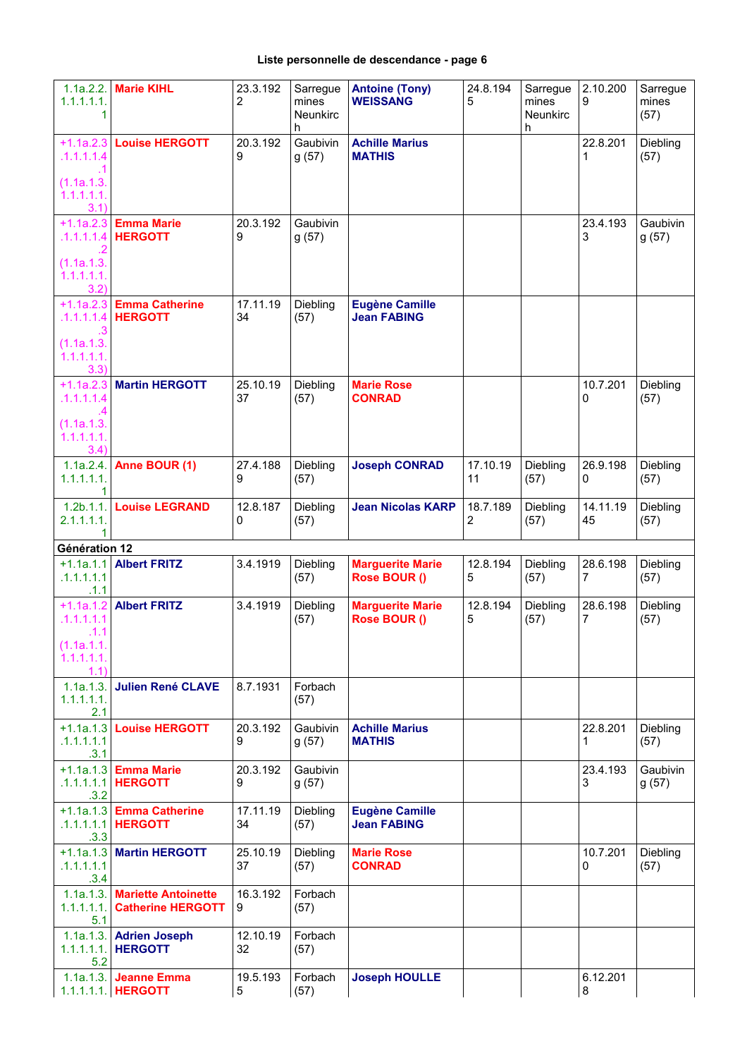**Liste personnelle de descendance - page 6**

| | | | | | | | | |
|---|---|---|---|---|---|---|---|---|
| 1.1a.2.2.1.1.1.1.1 | **Marie KIHL** | 23.3.1922 | Sarreguemines Neunkirch | **Antoine (Tony) WEISSANG** | 24.8.1945 | Sarreguemines Neunkirch | 2.10.2009 | Sarreguemines (57) |
| +1.1a.2.3.1.1.1.4.1 (1.1a.1.3.1.1.1.1.3.1) | **Louise HERGOTT** | 20.3.1929 | Gaubiving (57) | **Achille Marius MATHIS** | | | 22.8.2011 | Diebling (57) |
| +1.1a.2.3.1.1.1.4.2 (1.1a.1.3.1.1.1.1.3.2) | **Emma Marie HERGOTT** | 20.3.1929 | Gaubiving (57) | | | | 23.4.1933 | Gaubiving (57) |
| +1.1a.2.3.1.1.1.4.3 (1.1a.1.3.1.1.1.1.3.3) | **Emma Catherine HERGOTT** | 17.11.1934 | Diebling (57) | **Eugène Camille Jean FABING** | | | | |
| +1.1a.2.3.1.1.1.4.4 (1.1a.1.3.1.1.1.1.3.4) | **Martin HERGOTT** | 25.10.1937 | Diebling (57) | **Marie Rose CONRAD** | | | 10.7.2010 | Diebling (57) |
| 1.1a.2.4.1.1.1.1.1 | **Anne BOUR (1)** | 27.4.1889 | Diebling (57) | **Joseph CONRAD** | 17.10.1911 | Diebling (57) | 26.9.1980 | Diebling (57) |
| 1.2b.1.1.2.1.1.1.1 | **Louise LEGRAND** | 12.8.1870 | Diebling (57) | **Jean Nicolas KARP** | 18.7.1892 | Diebling (57) | 14.11.1945 | Diebling (57) |
| **Génération 12** | | | | | | | | |
| +1.1a.1.1.1.1.1.1.1.1 | **Albert FRITZ** | 3.4.1919 | Diebling (57) | **Marguerite Marie Rose BOUR ()** | 12.8.1945 | Diebling (57) | 28.6.1987 | Diebling (57) |
| +1.1a.1.2.1.1.1.1.1.1 (1.1a.1.1.1.1.1.1.1.1) | **Albert FRITZ** | 3.4.1919 | Diebling (57) | **Marguerite Marie Rose BOUR ()** | 12.8.1945 | Diebling (57) | 28.6.1987 | Diebling (57) |
| 1.1a.1.3.1.1.1.1.2.1 | **Julien René CLAVE** | 8.7.1931 | Forbach (57) | | | | | |
| +1.1a.1.3.1.1.1.1.3.1 | **Louise HERGOTT** | 20.3.1929 | Gaubiving (57) | **Achille Marius MATHIS** | | | 22.8.2011 | Diebling (57) |
| +1.1a.1.3.1.1.1.1.3.2 | **Emma Marie HERGOTT** | 20.3.1929 | Gaubiving (57) | | | | 23.4.1933 | Gaubiving (57) |
| +1.1a.1.3.1.1.1.1.3.3 | **Emma Catherine HERGOTT** | 17.11.1934 | Diebling (57) | **Eugène Camille Jean FABING** | | | | |
| +1.1a.1.3.1.1.1.1.3.4 | **Martin HERGOTT** | 25.10.1937 | Diebling (57) | **Marie Rose CONRAD** | | | 10.7.2010 | Diebling (57) |
| 1.1a.1.3.1.1.1.1.5.1 | **Mariette Antoinette Catherine HERGOTT** | 16.3.1929 | Forbach (57) | | | | | |
| 1.1a.1.3.1.1.1.1.5.2 | **Adrien Joseph HERGOTT** | 12.10.1932 | Forbach (57) | | | | | |
| 1.1a.1.3.1.1.1.1. | **Jeanne Emma HERGOTT** | 19.5.1935 | Forbach (57) | **Joseph HOULLE** | | | 6.12.2018 | |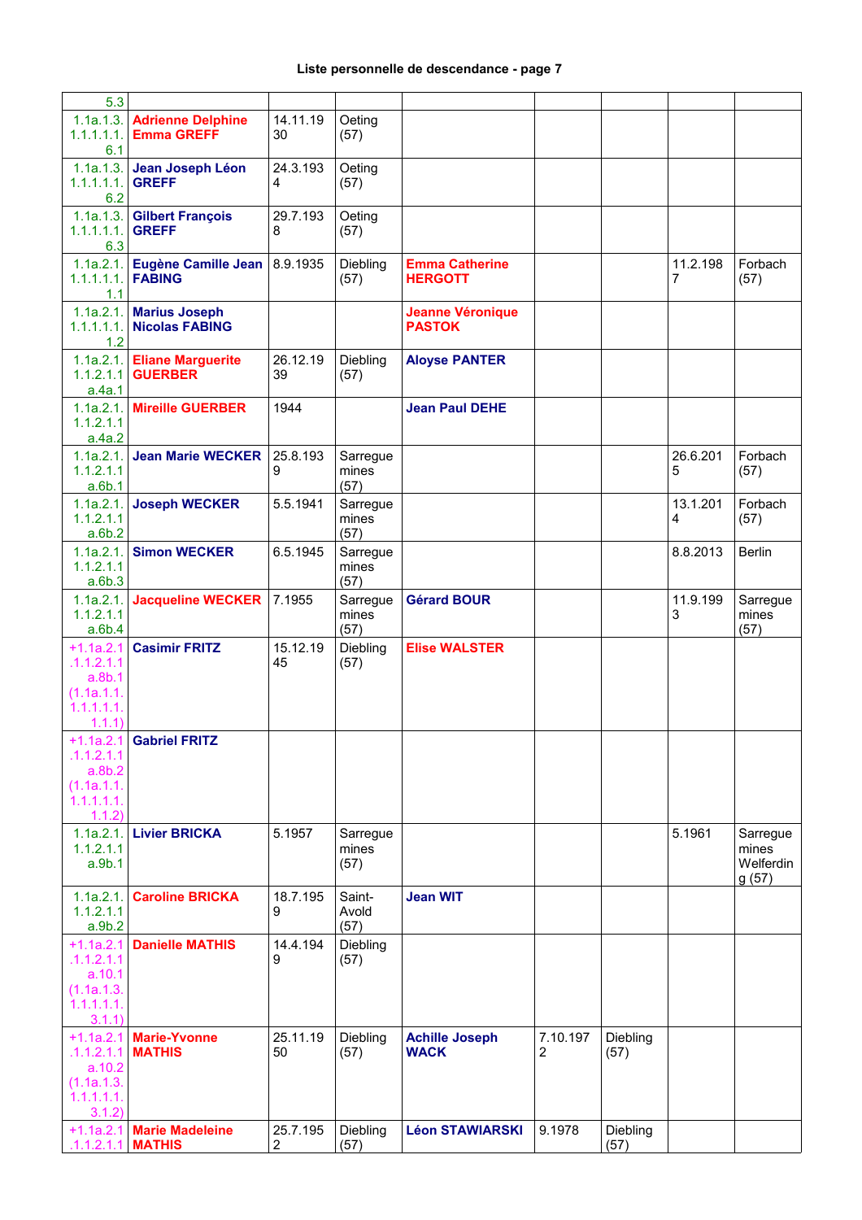### Liste personnelle de descendance - page 7

| | | | | | | | | |
|---|---|---|---|---|---|---|---|---|
| 5.3 | | | | | | | | |
| 1.1a.1.3.1.1.1.1.1.6.1 | **Adrienne Delphine Emma GREFF** | 14.11.1930 | Oeting (57) | | | | | |
| 1.1a.1.3.1.1.1.1.1.6.2 | **Jean Joseph Léon GREFF** | 24.3.1934 | Oeting (57) | | | | | |
| 1.1a.1.3.1.1.1.1.1.6.3 | **Gilbert François GREFF** | 29.7.1938 | Oeting (57) | | | | | |
| 1.1a.2.1.1.1.1.1.1.1.1 | **Eugène Camille Jean FABING** | 8.9.1935 | Diebling (57) | **Emma Catherine HERGOTT** | | | 11.2.1987 | Forbach (57) |
| 1.1a.2.1.1.1.1.1.1.1.2 | **Marius Joseph Nicolas FABING** | | | **Jeanne Véronique PASTOK** | | | | |
| 1.1a.2.1.1.1.2.1.1a.4a.1 | **Eliane Marguerite GUERBER** | 26.12.1939 | Diebling (57) | **Aloyse PANTER** | | | | |
| 1.1a.2.1.1.1.2.1.1a.4a.2 | **Mireille GUERBER** | 1944 | | **Jean Paul DEHE** | | | | |
| 1.1a.2.1.1.1.2.1.1a.6b.1 | **Jean Marie WECKER** | 25.8.1939 | Sarreguemines (57) | | | | 26.6.2015 | Forbach (57) |
| 1.1a.2.1.1.1.2.1.1a.6b.2 | **Joseph WECKER** | 5.5.1941 | Sarreguemines (57) | | | | 13.1.2014 | Forbach (57) |
| 1.1a.2.1.1.1.2.1.1a.6b.3 | **Simon WECKER** | 6.5.1945 | Sarreguemines (57) | | | | 8.8.2013 | Berlin |
| 1.1a.2.1.1.1.2.1.1a.6b.4 | **Jacqueline WECKER** | 7.1955 | Sarreguemines (57) | **Gérard BOUR** | | | 11.9.1993 | Sarreguemines (57) |
| +1.1a.2.1.1.1.2.1.1a.8b.1 (1.1a.1.1.1.1.1.1.1.1.1) | **Casimir FRITZ** | 15.12.1945 | Diebling (57) | **Elise WALSTER** | | | | |
| +1.1a.2.1.1.1.2.1.1a.8b.2 (1.1a.1.1.1.1.1.1.1.1.2) | **Gabriel FRITZ** | | | | | | | |
| 1.1a.2.1.1.1.2.1.1a.9b.1 | **Livier BRICKA** | 5.1957 | Sarreguemines (57) | | | | 5.1961 | Sarreguemines Welferding (57) |
| 1.1a.2.1.1.1.2.1.1a.9b.2 | **Caroline BRICKA** | 18.7.1959 | Saint-Avold (57) | **Jean WIT** | | | | |
| +1.1a.2.1.1.1.2.1.1a.10.1 (1.1a.1.3.1.1.1.1.1.3.1.1) | **Danielle MATHIS** | 14.4.1949 | Diebling (57) | | | | | |
| +1.1a.2.1.1.1.2.1.1a.10.2 (1.1a.1.3.1.1.1.1.1.3.1.2) | **Marie-Yvonne MATHIS** | 25.11.1950 | Diebling (57) | **Achille Joseph WACK** | 7.10.1972 | Diebling (57) | | |
| +1.1a.2.1.1.1.2.1.1 | **Marie Madeleine MATHIS** | 25.7.1952 | Diebling (57) | **Léon STAWIARSKI** | 9.1978 | Diebling (57) | | |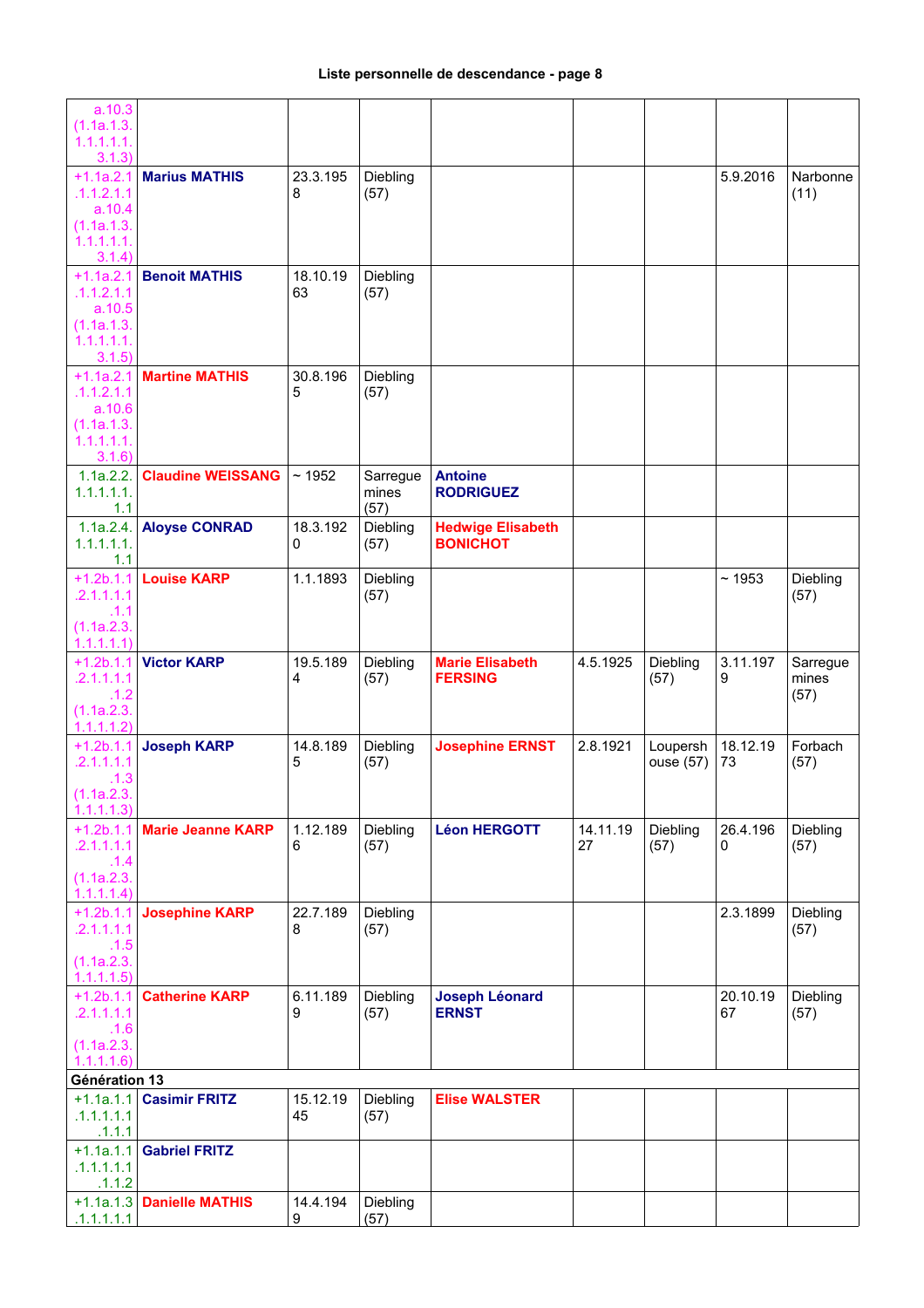**Liste personnelle de descendance - page 8**

| | | | | | | | | |
|---|---|---|---|---|---|---|---|---|
| a.10.3 (1.1a.1.3.1.1.1.1.1.3.1.3) | | | | | | | | |
| +1.1a.2.1.1.1.2.1.1a.10.4 (1.1a.1.3.1.1.1.1.1.3.1.4) | **Marius MATHIS** | 23.3.1958 | Diebling (57) | | | | 5.9.2016 | Narbonne (11) |
| +1.1a.2.1.1.1.2.1.1a.10.5 (1.1a.1.3.1.1.1.1.1.3.1.5) | **Benoit MATHIS** | 18.10.1963 | Diebling (57) | | | | | |
| +1.1a.2.1.1.1.2.1.1a.10.6 (1.1a.1.3.1.1.1.1.1.3.1.6) | **Martine MATHIS** | 30.8.1965 | Diebling (57) | | | | | |
| 1.1a.2.2.1.1.1.1.1.1.1 | **Claudine WEISSANG** | ~ 1952 | Sarreguemines (57) | **Antoine RODRIGUEZ** | | | | |
| 1.1a.2.4.1.1.1.1.1.1 | **Aloyse CONRAD** | 18.3.1920 | Diebling (57) | **Hedwige Elisabeth BONICHOT** | | | | |
| +1.2b.1.1.2.1.1.1.1.1 (1.1a.2.3.1.1.1.1.1) | **Louise KARP** | 1.1.1893 | Diebling (57) | | | | ~ 1953 | Diebling (57) |
| +1.2b.1.1.2.1.1.1.1.2 (1.1a.2.3.1.1.1.1.2) | **Victor KARP** | 19.5.1894 | Diebling (57) | **Marie Elisabeth FERSING** | 4.5.1925 | Diebling (57) | 3.11.1979 | Sarreguemines (57) |
| +1.2b.1.1.2.1.1.1.1.3 (1.1a.2.3.1.1.1.1.3) | **Joseph KARP** | 14.8.1895 | Diebling (57) | **Josephine ERNST** | 2.8.1921 | Loupershouse (57) | 18.12.1973 | Forbach (57) |
| +1.2b.1.1.2.1.1.1.1.4 (1.1a.2.3.1.1.1.1.4) | **Marie Jeanne KARP** | 1.12.1896 | Diebling (57) | **Léon HERGOTT** | 14.11.1927 | Diebling (57) | 26.4.1960 | Diebling (57) |
| +1.2b.1.1.2.1.1.1.1.5 (1.1a.2.3.1.1.1.1.5) | **Josephine KARP** | 22.7.1898 | Diebling (57) | | | | 2.3.1899 | Diebling (57) |
| +1.2b.1.1.2.1.1.1.1.6 (1.1a.2.3.1.1.1.1.6) | **Catherine KARP** | 6.11.1899 | Diebling (57) | **Joseph Léonard ERNST** | | | 20.10.1967 | Diebling (57) |
| **Génération 13** | | | | | | | | |
| +1.1a.1.1.1.1.1.1.1.1.1 | **Casimir FRITZ** | 15.12.1945 | Diebling (57) | **Elise WALSTER** | | | | |
| +1.1a.1.1.1.1.1.1.1.1.2 | **Gabriel FRITZ** | | | | | | | |
| +1.1a.1.3.1.1.1.1.1 | **Danielle MATHIS** | 14.4.1949 | Diebling (57) | | | | | |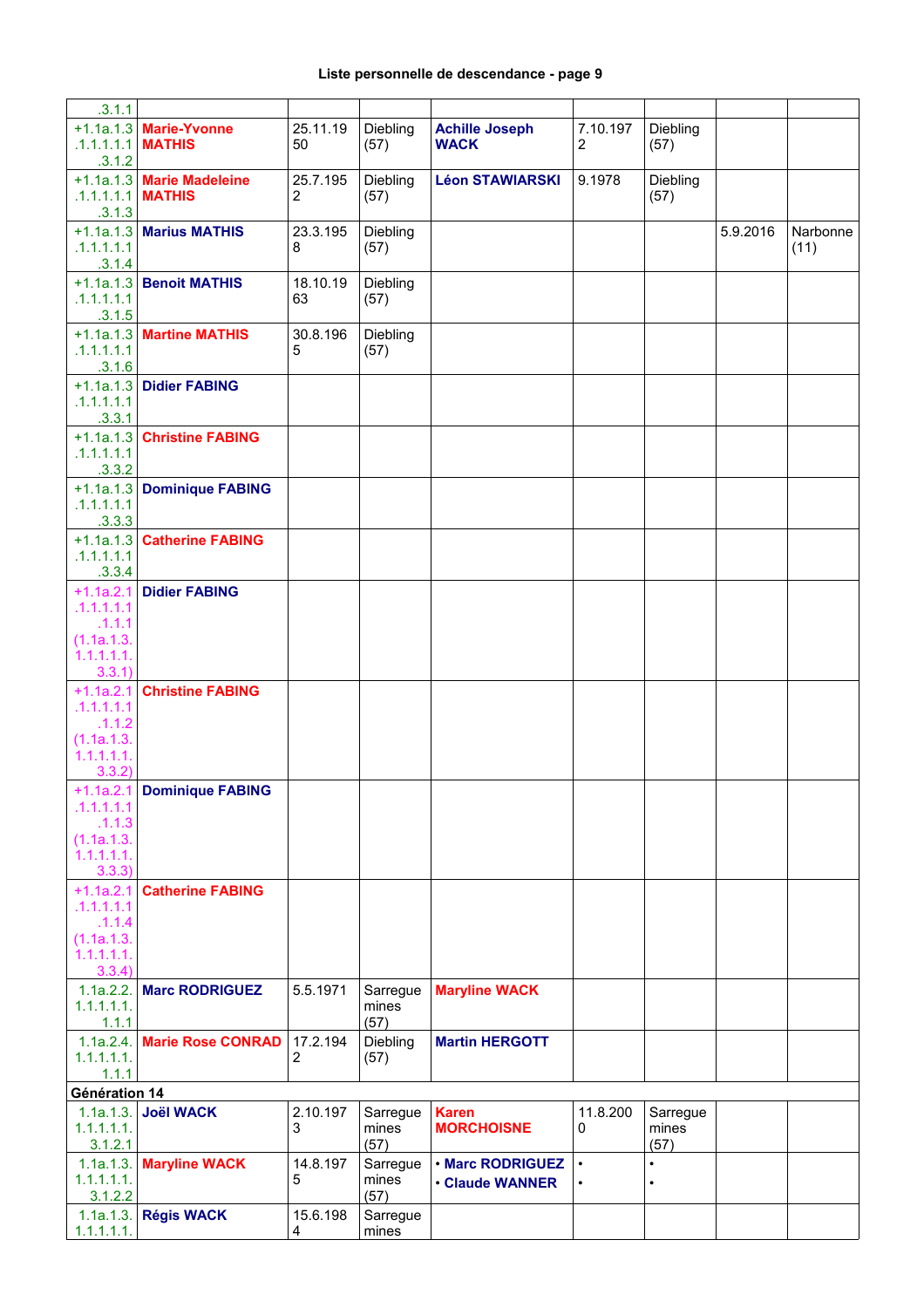### Liste personnelle de descendance - page 9

| | | | | | | | | |
|---|---|---|---|---|---|---|---|---|
| .3.1.1 | | | | | | | | |
| +1.1a.1.3.1.1.1.1.1.3.1.2 | **Marie-Yvonne MATHIS** | 25.11.1950 | Diebling (57) | **Achille Joseph WACK** | 7.10.1972 | Diebling (57) | | |
| +1.1a.1.3.1.1.1.1.1.3.1.3 | **Marie Madeleine MATHIS** | 25.7.1952 | Diebling (57) | **Léon STAWIARSKI** | 9.1978 | Diebling (57) | | |
| +1.1a.1.3.1.1.1.1.1.3.1.4 | **Marius MATHIS** | 23.3.1958 | Diebling (57) | | | | 5.9.2016 | Narbonne (11) |
| +1.1a.1.3.1.1.1.1.1.3.1.5 | **Benoit MATHIS** | 18.10.1963 | Diebling (57) | | | | | |
| +1.1a.1.3.1.1.1.1.1.3.1.6 | **Martine MATHIS** | 30.8.1965 | Diebling (57) | | | | | |
| +1.1a.1.3.1.1.1.1.1.3.3.1 | **Didier FABING** | | | | | | | |
| +1.1a.1.3.1.1.1.1.1.3.3.2 | **Christine FABING** | | | | | | | |
| +1.1a.1.3.1.1.1.1.1.3.3.3 | **Dominique FABING** | | | | | | | |
| +1.1a.1.3.1.1.1.1.1.3.3.4 | **Catherine FABING** | | | | | | | |
| +1.1a.2.1.1.1.1.1.1.1.1.1 (1.1a.1.3.1.1.1.1.1.3.3.1) | **Didier FABING** | | | | | | | |
| +1.1a.2.1.1.1.1.1.1.1.1.2 (1.1a.1.3.1.1.1.1.1.3.3.2) | **Christine FABING** | | | | | | | |
| +1.1a.2.1.1.1.1.1.1.1.1.3 (1.1a.1.3.1.1.1.1.1.3.3.3) | **Dominique FABING** | | | | | | | |
| +1.1a.2.1.1.1.1.1.1.1.1.4 (1.1a.1.3.1.1.1.1.1.3.3.4) | **Catherine FABING** | | | | | | | |
| 1.1a.2.2.1.1.1.1.1.1.1 | **Marc RODRIGUEZ** | 5.5.1971 | Sarreguemines (57) | **Maryline WACK** | | | | |
| 1.1a.2.4.1.1.1.1.1.1.1 | **Marie Rose CONRAD** | 17.2.1942 | Diebling (57) | **Martin HERGOTT** | | | | |
| **Génération 14** | | | | | | | | |
| 1.1a.1.3.1.1.1.1.1.3.1.2.1 | **Joël WACK** | 2.10.1973 | Sarreguemines (57) | **Karen MORCHOISNE** | 11.8.2000 | Sarreguemines (57) | | |
| 1.1a.1.3.1.1.1.1.1.3.1.2.2 | **Maryline WACK** | 14.8.1975 | Sarreguemines (57) | • **Marc RODRIGUEZ**<br>• **Claude WANNER** | •<br>• | •<br>• | | |
| 1.1a.1.3.1.1.1.1.1. | **Régis WACK** | 15.6.1984 | Sarreguemines | | | | | |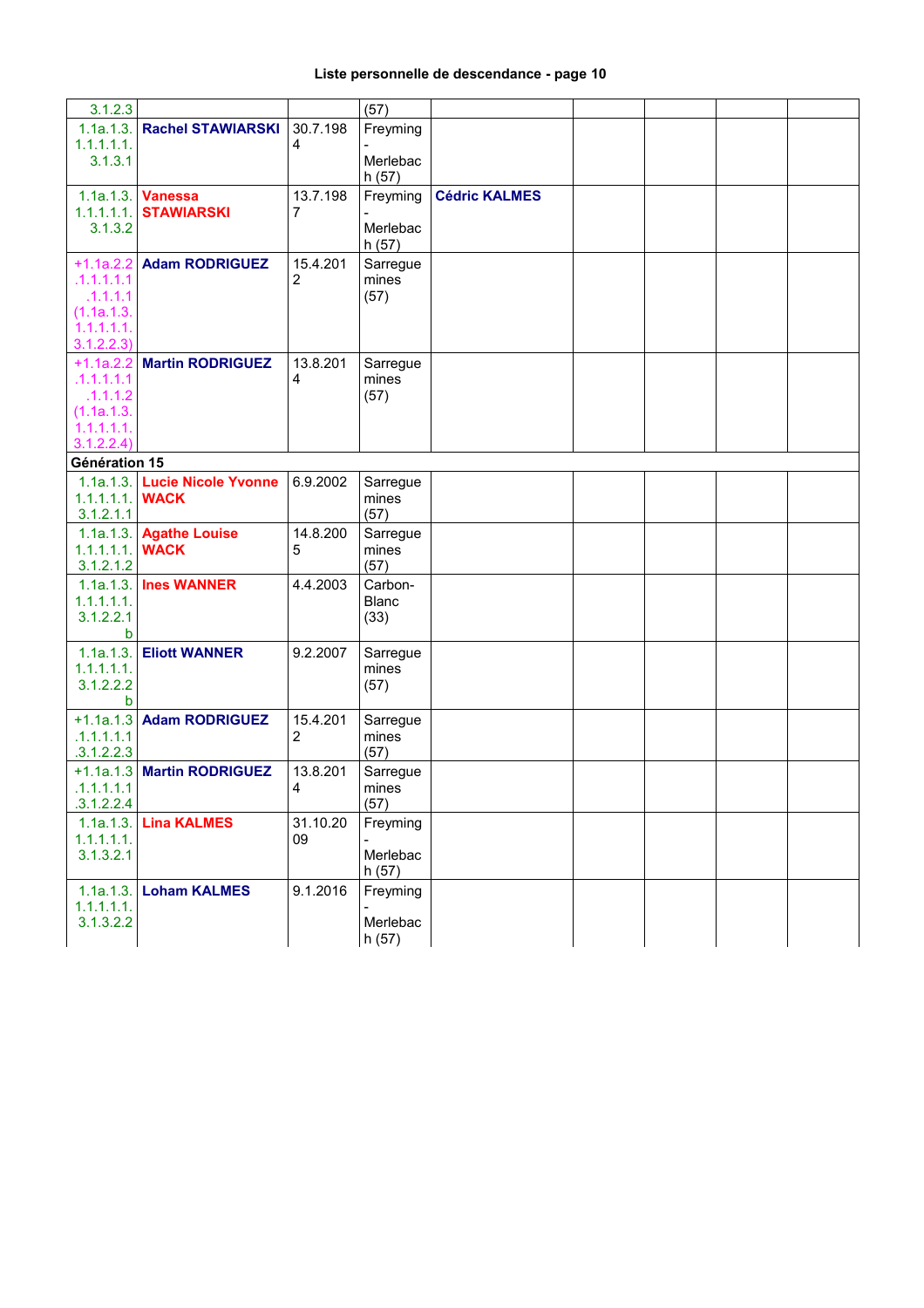# Liste personnelle de descendance - page 10

| | | | | | | | | |
|---|---|---|---|---|---|---|---|---|
| 3.1.2.3 | | | (57) | | | | | |
| 1.1a.1.3.1.1.1.1.1.3.1.3.1 | Rachel STAWIARSKI | 30.7.1984 | Freyming - Merlebach (57) | | | | | |
| 1.1a.1.3.1.1.1.1.1.3.1.3.2 | Vanessa STAWIARSKI | 13.7.1987 | Freyming - Merlebach (57) | Cédric KALMES | | | | |
| +1.1a.2.2.1.1.1.1.1.1.1.1.1 (1.1a.1.3.1.1.1.1.1.3.1.2.2.3) | Adam RODRIGUEZ | 15.4.2012 | Sarreguemines (57) | | | | | |
| +1.1a.2.2.1.1.1.1.1.1.1.1.2 (1.1a.1.3.1.1.1.1.1.3.1.2.2.4) | Martin RODRIGUEZ | 13.8.2014 | Sarreguemines (57) | | | | | |
| **Génération 15** | | | | | | | | |
| 1.1a.1.3.1.1.1.1.1.3.1.2.1.1 | Lucie Nicole Yvonne WACK | 6.9.2002 | Sarreguemines (57) | | | | | |
| 1.1a.1.3.1.1.1.1.1.3.1.2.1.2 | Agathe Louise WACK | 14.8.2005 | Sarreguemines (57) | | | | | |
| 1.1a.1.3.1.1.1.1.1.3.1.2.2.1b | Ines WANNER | 4.4.2003 | Carbon-Blanc (33) | | | | | |
| 1.1a.1.3.1.1.1.1.1.3.1.2.2.2b | Eliott WANNER | 9.2.2007 | Sarreguemines (57) | | | | | |
| +1.1a.1.3.1.1.1.1.1.3.1.2.2.3 | Adam RODRIGUEZ | 15.4.2012 | Sarreguemines (57) | | | | | |
| +1.1a.1.3.1.1.1.1.1.3.1.2.2.4 | Martin RODRIGUEZ | 13.8.2014 | Sarreguemines (57) | | | | | |
| 1.1a.1.3.1.1.1.1.1.3.1.3.2.1 | Lina KALMES | 31.10.2009 | Freyming - Merlebach (57) | | | | | |
| 1.1a.1.3.1.1.1.1.1.3.1.3.2.2 | Loham KALMES | 9.1.2016 | Freyming - Merlebach (57) | | | | | |